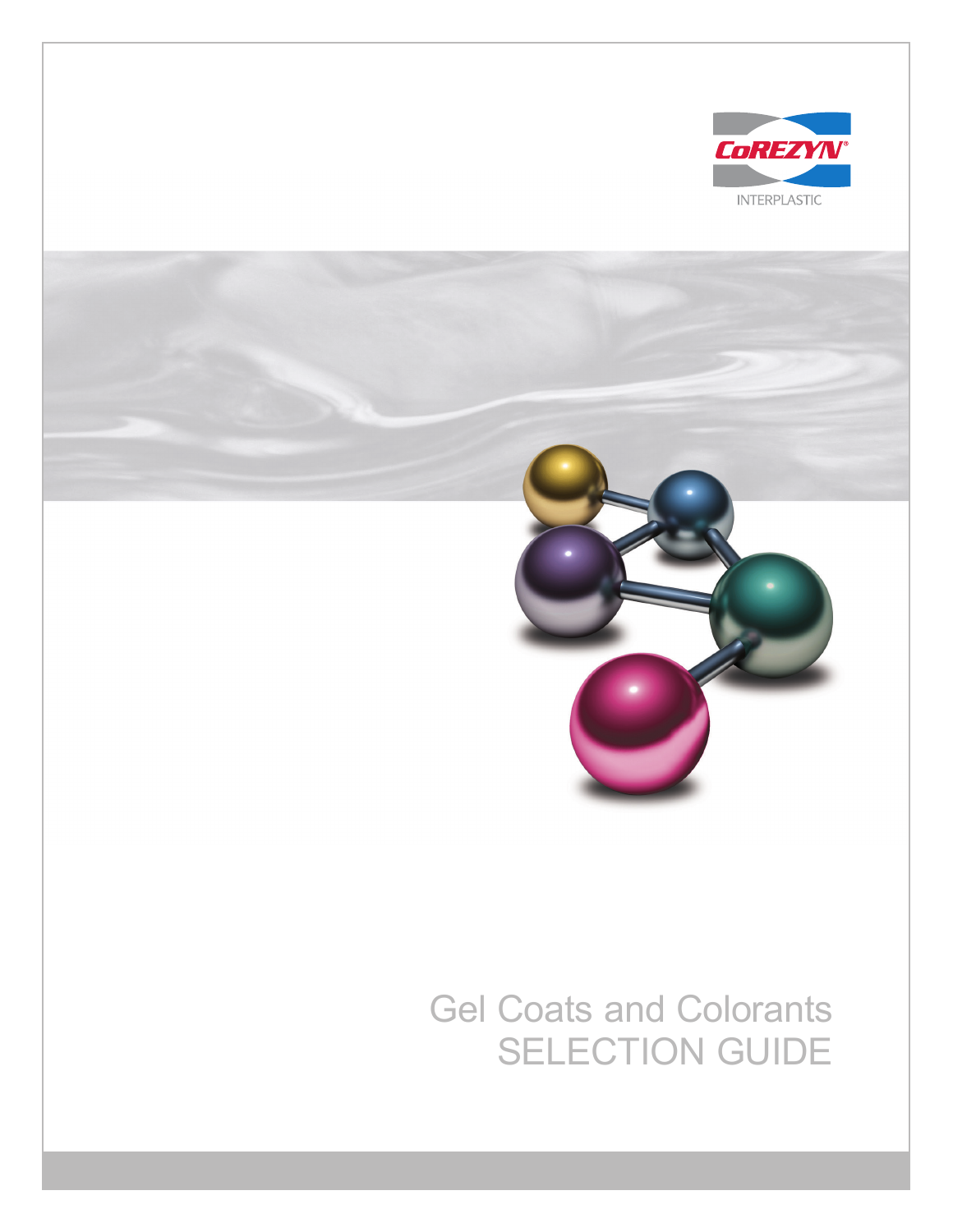CoREZYN®

INTERPLASTIC

# Gel Coats and Colorants SELECTION GUIDE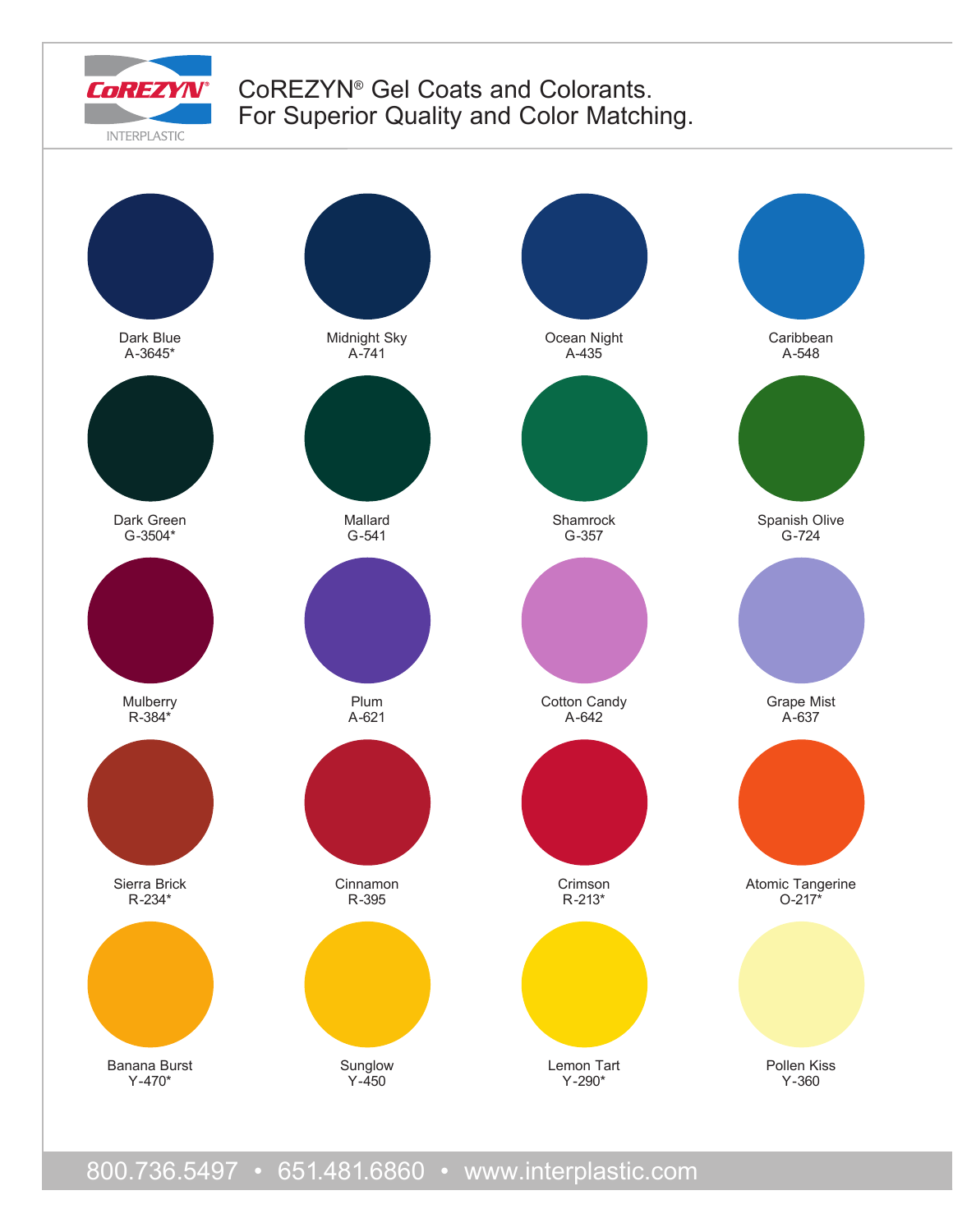# CoREZYN® Gel Coats and Colorants. For Superior Quality and Color Matching.

| | | | |
|---|---|---|---|
| Dark Blue<br>A-3645* | Midnight Sky<br>A-741 | Ocean Night<br>A-435 | Caribbean<br>A-548 |
| Dark Green<br>G-3504* | Mallard<br>G-541 | Shamrock<br>G-357 | Spanish Olive<br>G-724 |
| Mulberry<br>R-384* | Plum<br>A-621 | Cotton Candy<br>A-642 | Grape Mist<br>A-637 |
| Sierra Brick<br>R-234* | Cinnamon<br>R-395 | Crimson<br>R-213* | Atomic Tangerine<br>O-217* |
| Banana Burst<br>Y-470* | Sunglow<br>Y-450 | Lemon Tart<br>Y-290* | Pollen Kiss<br>Y-360 |

800.736.5497 • 651.481.6860 • www.interplastic.com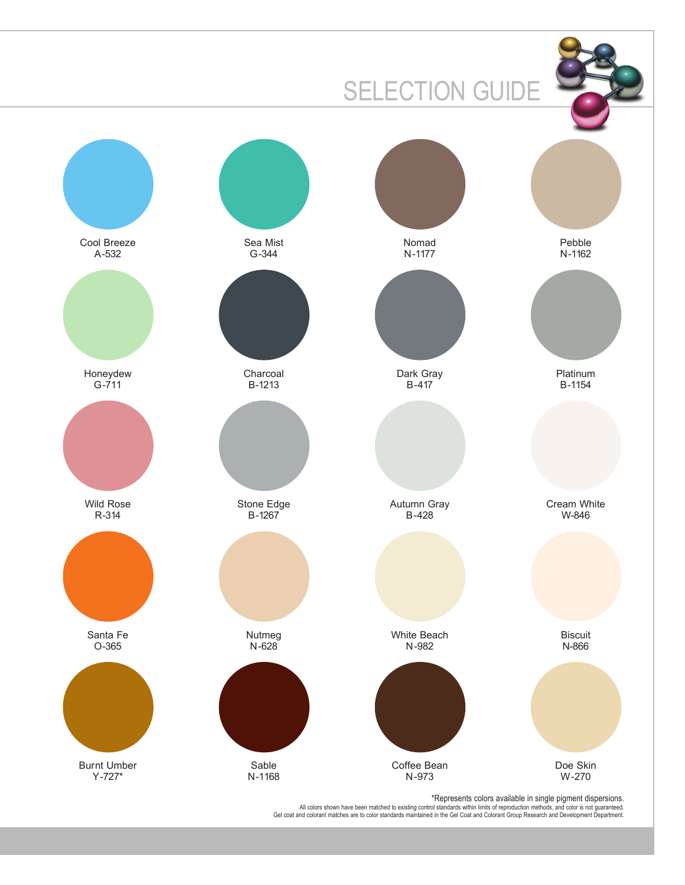# SELECTION GUIDE

| | | | |
|---|---|---|---|
| Cool Breeze<br>A-532 | Sea Mist<br>G-344 | Nomad<br>N-1177 | Pebble<br>N-1162 |
| Honeydew<br>G-711 | Charcoal<br>B-1213 | Dark Gray<br>B-417 | Platinum<br>B-1154 |
| Wild Rose<br>R-314 | Stone Edge<br>B-1267 | Autumn Gray<br>B-428 | Cream White<br>W-846 |
| Santa Fe<br>O-365 | Nutmeg<br>N-628 | White Beach<br>N-982 | Biscuit<br>N-866 |
| Burnt Umber<br>Y-727* | Sable<br>N-1168 | Coffee Bean<br>N-973 | Doe Skin<br>W-270 |

*Represents colors available in single pigment dispersions.

All colors shown have been matched to existing control standards within limits of reproduction methods, and color is not guaranteed.
Gel coat and colorant matches are to color standards maintained in the Gel Coat and Colorant Group Research and Development Department.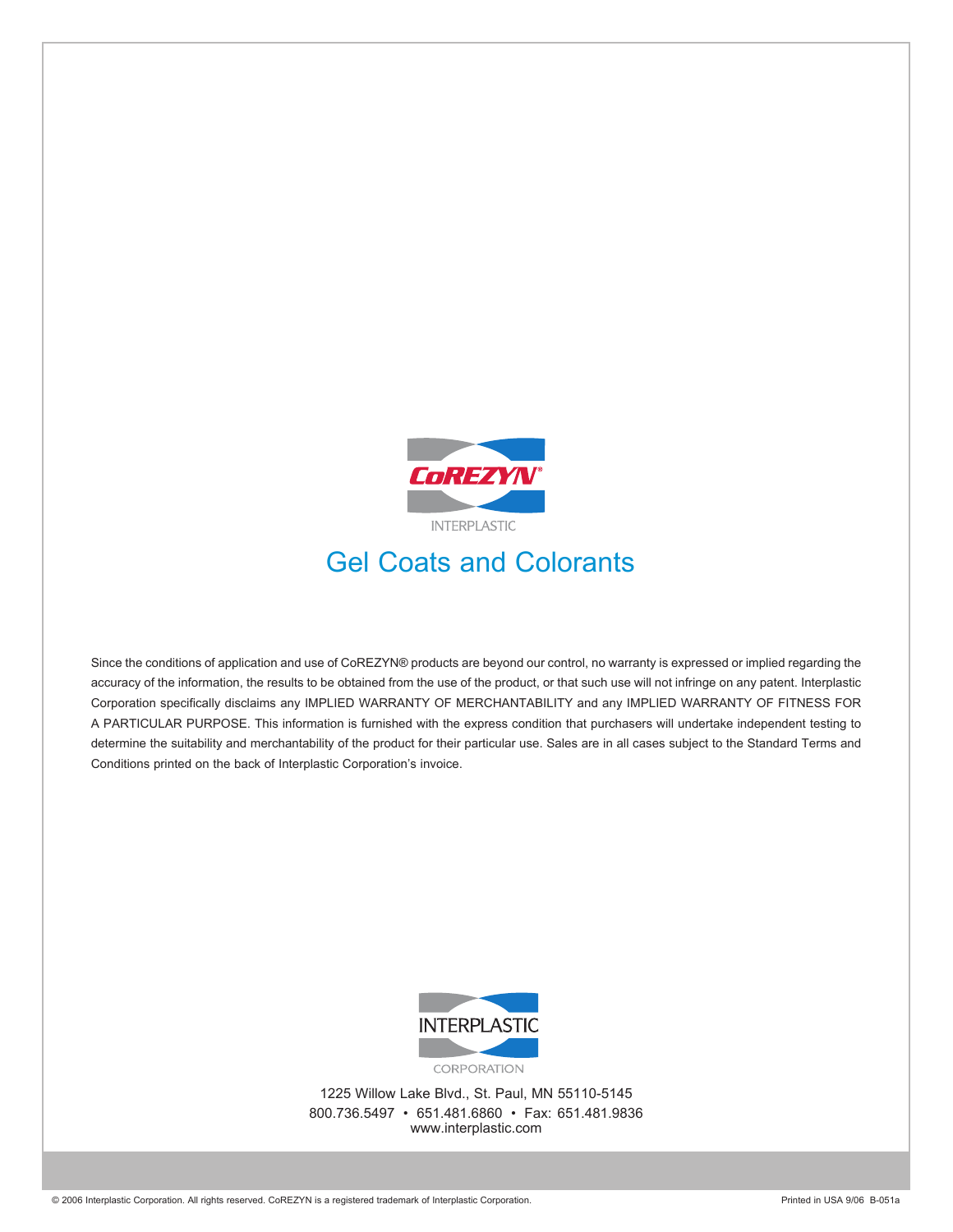CoREZYN®

INTERPLASTIC

# Gel Coats and Colorants

Since the conditions of application and use of CoREZYN® products are beyond our control, no warranty is expressed or implied regarding the accuracy of the information, the results to be obtained from the use of the product, or that such use will not infringe on any patent. Interplastic Corporation specifically disclaims any IMPLIED WARRANTY OF MERCHANTABILITY and any IMPLIED WARRANTY OF FITNESS FOR A PARTICULAR PURPOSE. This information is furnished with the express condition that purchasers will undertake independent testing to determine the suitability and merchantability of the product for their particular use. Sales are in all cases subject to the Standard Terms and Conditions printed on the back of Interplastic Corporation's invoice.

INTERPLASTIC

CORPORATION

1225 Willow Lake Blvd., St. Paul, MN 55110-5145

800.736.5497 • 651.481.6860 • Fax: 651.481.9836

www.interplastic.com

© 2006 Interplastic Corporation. All rights reserved. CoREZYN is a registered trademark of Interplastic Corporation.

Printed in USA 9/06 B-051a